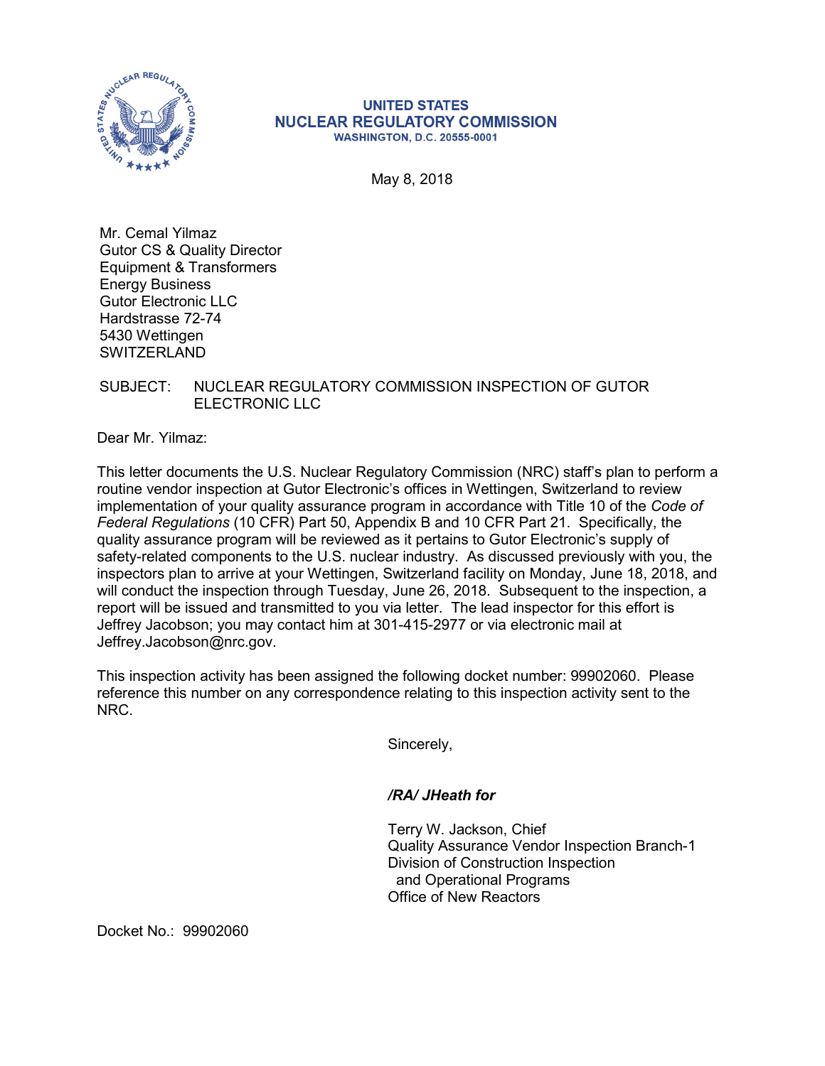UNITED STATES
**NUCLEAR REGULATORY COMMISSION**
WASHINGTON, D.C. 20555-0001

May 8, 2018

Mr. Cemal Yilmaz
Gutor CS & Quality Director
Equipment & Transformers
Energy Business
Gutor Electronic LLC
Hardstrasse 72-74
5430 Wettingen
SWITZERLAND

SUBJECT: NUCLEAR REGULATORY COMMISSION INSPECTION OF GUTOR ELECTRONIC LLC

Dear Mr. Yilmaz:

This letter documents the U.S. Nuclear Regulatory Commission (NRC) staff's plan to perform a routine vendor inspection at Gutor Electronic's offices in Wettingen, Switzerland to review implementation of your quality assurance program in accordance with Title 10 of the *Code of Federal Regulations* (10 CFR) Part 50, Appendix B and 10 CFR Part 21. Specifically, the quality assurance program will be reviewed as it pertains to Gutor Electronic's supply of safety-related components to the U.S. nuclear industry. As discussed previously with you, the inspectors plan to arrive at your Wettingen, Switzerland facility on Monday, June 18, 2018, and will conduct the inspection through Tuesday, June 26, 2018. Subsequent to the inspection, a report will be issued and transmitted to you via letter. The lead inspector for this effort is Jeffrey Jacobson; you may contact him at 301-415-2977 or via electronic mail at Jeffrey.Jacobson@nrc.gov.

This inspection activity has been assigned the following docket number: 99902060. Please reference this number on any correspondence relating to this inspection activity sent to the NRC.

Sincerely,

***/RA/ JHeath for***

Terry W. Jackson, Chief
Quality Assurance Vendor Inspection Branch-1
Division of Construction Inspection
and Operational Programs
Office of New Reactors

Docket No.: 99902060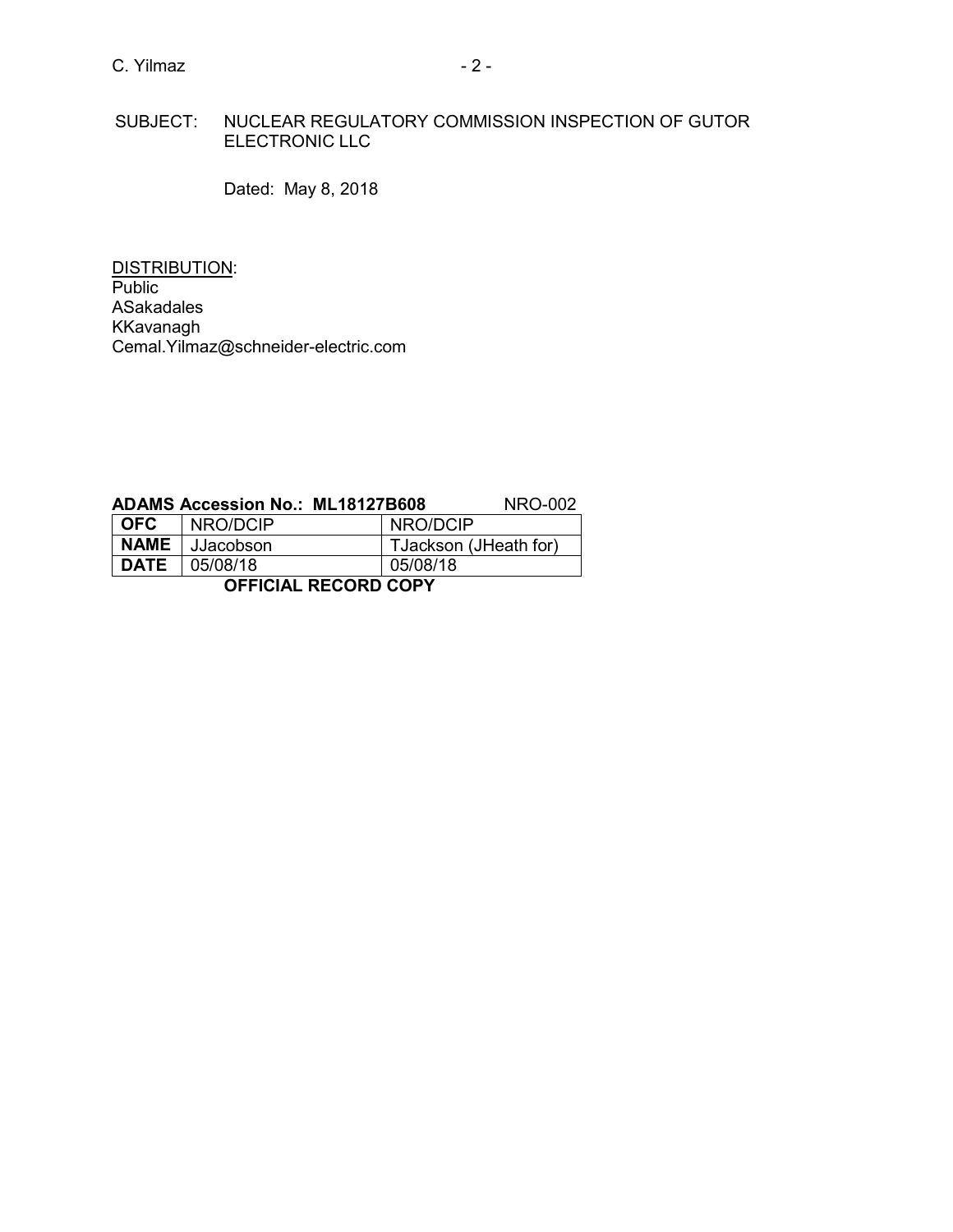SUBJECT: NUCLEAR REGULATORY COMMISSION INSPECTION OF GUTOR ELECTRONIC LLC

Dated: May 8, 2018

DISTRIBUTION:
Public
ASakadales
KKavanagh
Cemal.Yilmaz@schneider-electric.com

**ADAMS Accession No.: ML18127B608** NRO-002

| | | |
|---|---|---|
| **OFC** | NRO/DCIP | NRO/DCIP |
| **NAME** | JJacobson | TJackson (JHeath for) |
| **DATE** | 05/08/18 | 05/08/18 |

**OFFICIAL RECORD COPY**